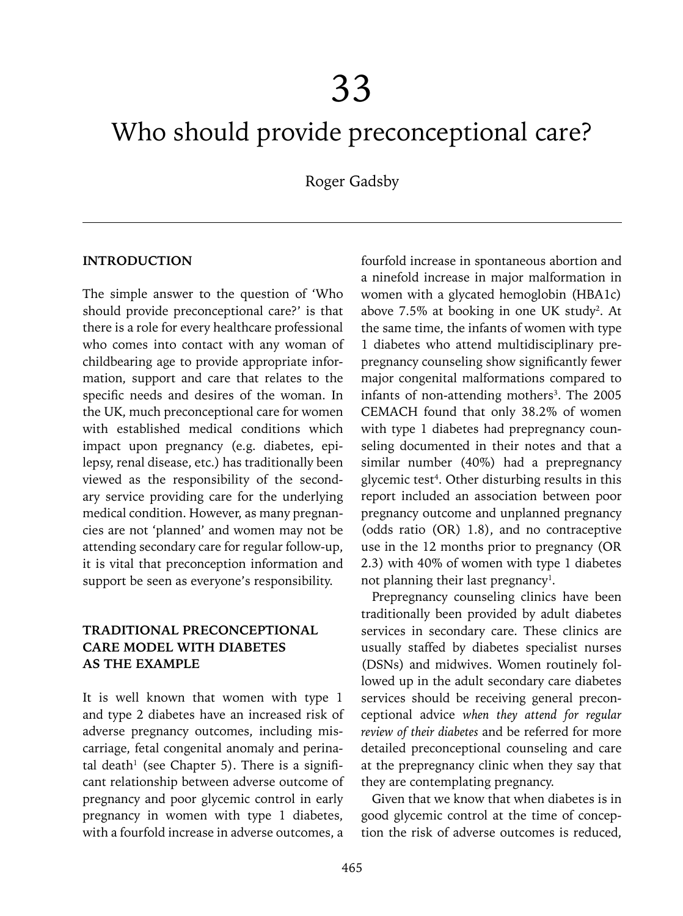# 33

# Who should provide preconceptional care?

Roger Gadsby

## INTRODUCTION

The simple answer to the question of 'Who should provide preconceptional care?' is that there is a role for every healthcare professional who comes into contact with any woman of childbearing age to provide appropriate information, support and care that relates to the specific needs and desires of the woman. In the UK, much preconceptional care for women with established medical conditions which impact upon pregnancy (e.g. diabetes, epilepsy, renal disease, etc.) has traditionally been viewed as the responsibility of the secondary service providing care for the underlying medical condition. However, as many pregnancies are not 'planned' and women may not be attending secondary care for regular follow-up, it is vital that preconception information and support be seen as everyone's responsibility.

## TRADITIONAL PRECONCEPTIONAL CARE MODEL WITH DIABETES AS THE EXAMPLE

It is well known that women with type 1 and type 2 diabetes have an increased risk of adverse pregnancy outcomes, including miscarriage, fetal congenital anomaly and perinatal death[1] (see Chapter 5). There is a significant relationship between adverse outcome of pregnancy and poor glycemic control in early pregnancy in women with type 1 diabetes, with a fourfold increase in adverse outcomes, a fourfold increase in spontaneous abortion and a ninefold increase in major malformation in women with a glycated hemoglobin (HBA1c) above 7.5% at booking in one UK study[2]. At the same time, the infants of women with type 1 diabetes who attend multidisciplinary prepregnancy counseling show significantly fewer major congenital malformations compared to infants of non-attending mothers[3]. The 2005 CEMACH found that only 38.2% of women with type 1 diabetes had prepregnancy counseling documented in their notes and that a similar number (40%) had a prepregnancy glycemic test[4]. Other disturbing results in this report included an association between poor pregnancy outcome and unplanned pregnancy (odds ratio (OR) 1.8), and no contraceptive use in the 12 months prior to pregnancy (OR 2.3) with 40% of women with type 1 diabetes not planning their last pregnancy[1].

Prepregnancy counseling clinics have been traditionally been provided by adult diabetes services in secondary care. These clinics are usually staffed by diabetes specialist nurses (DSNs) and midwives. Women routinely followed up in the adult secondary care diabetes services should be receiving general preconceptional advice *when they attend for regular review of their diabetes* and be referred for more detailed preconceptional counseling and care at the prepregnancy clinic when they say that they are contemplating pregnancy.

Given that we know that when diabetes is in good glycemic control at the time of conception the risk of adverse outcomes is reduced,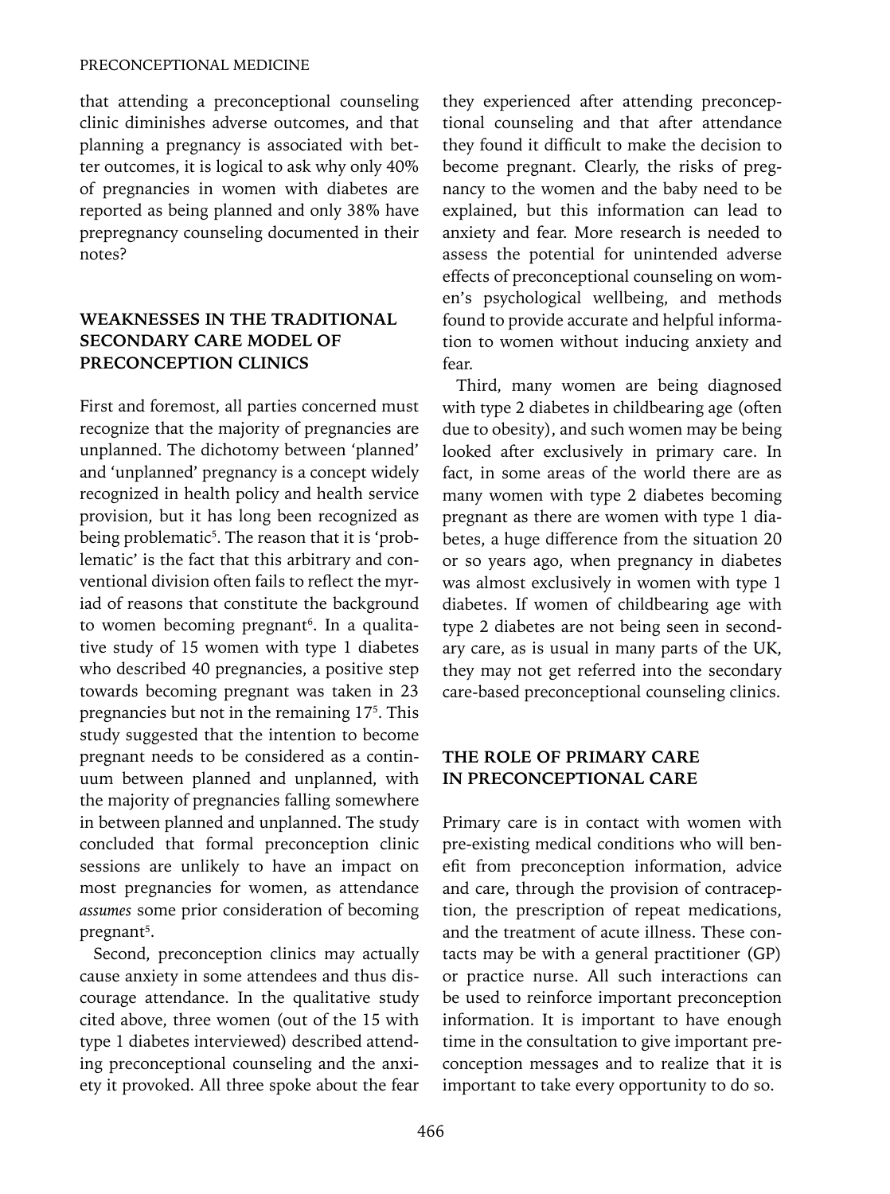that attending a preconceptional counseling clinic diminishes adverse outcomes, and that planning a pregnancy is associated with better outcomes, it is logical to ask why only 40% of pregnancies in women with diabetes are reported as being planned and only 38% have prepregnancy counseling documented in their notes?

## WEAKNESSES IN THE TRADITIONAL SECONDARY CARE MODEL OF PRECONCEPTION CLINICS

First and foremost, all parties concerned must recognize that the majority of pregnancies are unplanned. The dichotomy between 'planned' and 'unplanned' pregnancy is a concept widely recognized in health policy and health service provision, but it has long been recognized as being problematic[5]. The reason that it is 'problematic' is the fact that this arbitrary and conventional division often fails to reflect the myriad of reasons that constitute the background to women becoming pregnant[6]. In a qualitative study of 15 women with type 1 diabetes who described 40 pregnancies, a positive step towards becoming pregnant was taken in 23 pregnancies but not in the remaining 17[5]. This study suggested that the intention to become pregnant needs to be considered as a continuum between planned and unplanned, with the majority of pregnancies falling somewhere in between planned and unplanned. The study concluded that formal preconception clinic sessions are unlikely to have an impact on most pregnancies for women, as attendance *assumes* some prior consideration of becoming pregnant[5].

Second, preconception clinics may actually cause anxiety in some attendees and thus discourage attendance. In the qualitative study cited above, three women (out of the 15 with type 1 diabetes interviewed) described attending preconceptional counseling and the anxiety it provoked. All three spoke about the fear they experienced after attending preconceptional counseling and that after attendance they found it difficult to make the decision to become pregnant. Clearly, the risks of pregnancy to the women and the baby need to be explained, but this information can lead to anxiety and fear. More research is needed to assess the potential for unintended adverse effects of preconceptional counseling on women's psychological wellbeing, and methods found to provide accurate and helpful information to women without inducing anxiety and fear.

Third, many women are being diagnosed with type 2 diabetes in childbearing age (often due to obesity), and such women may be being looked after exclusively in primary care. In fact, in some areas of the world there are as many women with type 2 diabetes becoming pregnant as there are women with type 1 diabetes, a huge difference from the situation 20 or so years ago, when pregnancy in diabetes was almost exclusively in women with type 1 diabetes. If women of childbearing age with type 2 diabetes are not being seen in secondary care, as is usual in many parts of the UK, they may not get referred into the secondary care-based preconceptional counseling clinics.

## THE ROLE OF PRIMARY CARE IN PRECONCEPTIONAL CARE

Primary care is in contact with women with pre-existing medical conditions who will benefit from preconception information, advice and care, through the provision of contraception, the prescription of repeat medications, and the treatment of acute illness. These contacts may be with a general practitioner (GP) or practice nurse. All such interactions can be used to reinforce important preconception information. It is important to have enough time in the consultation to give important preconception messages and to realize that it is important to take every opportunity to do so.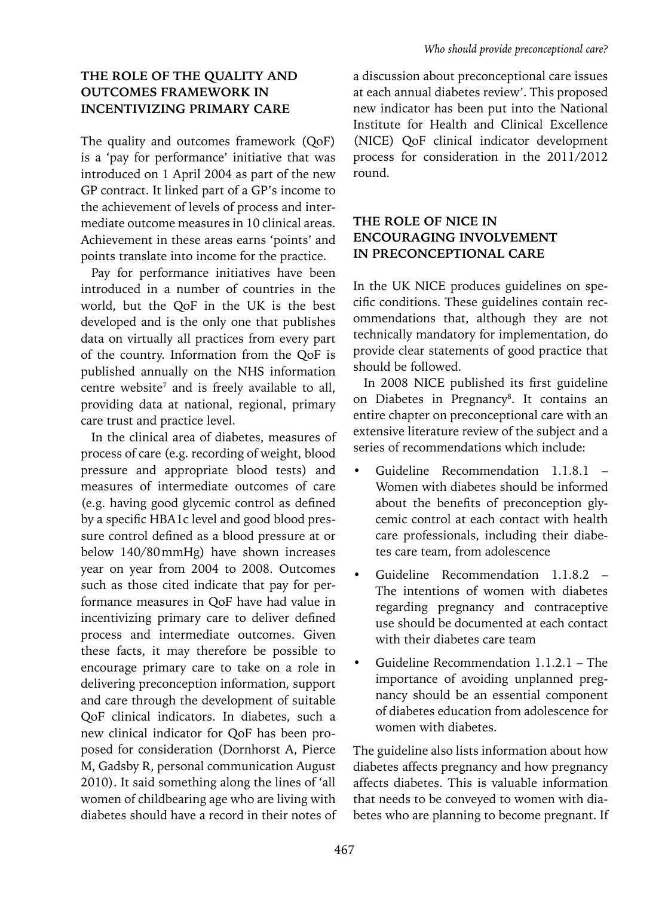## THE ROLE OF THE QUALITY AND OUTCOMES FRAMEWORK IN INCENTIVIZING PRIMARY CARE

The quality and outcomes framework (QoF) is a 'pay for performance' initiative that was introduced on 1 April 2004 as part of the new GP contract. It linked part of a GP's income to the achievement of levels of process and intermediate outcome measures in 10 clinical areas. Achievement in these areas earns 'points' and points translate into income for the practice.

Pay for performance initiatives have been introduced in a number of countries in the world, but the QoF in the UK is the best developed and is the only one that publishes data on virtually all practices from every part of the country. Information from the QoF is published annually on the NHS information centre website[7] and is freely available to all, providing data at national, regional, primary care trust and practice level.

In the clinical area of diabetes, measures of process of care (e.g. recording of weight, blood pressure and appropriate blood tests) and measures of intermediate outcomes of care (e.g. having good glycemic control as defined by a specific HBA1c level and good blood pressure control defined as a blood pressure at or below 140/80 mmHg) have shown increases year on year from 2004 to 2008. Outcomes such as those cited indicate that pay for performance measures in QoF have had value in incentivizing primary care to deliver defined process and intermediate outcomes. Given these facts, it may therefore be possible to encourage primary care to take on a role in delivering preconception information, support and care through the development of suitable QoF clinical indicators. In diabetes, such a new clinical indicator for QoF has been proposed for consideration (Dornhorst A, Pierce M, Gadsby R, personal communication August 2010). It said something along the lines of 'all women of childbearing age who are living with diabetes should have a record in their notes of a discussion about preconceptional care issues at each annual diabetes review'. This proposed new indicator has been put into the National Institute for Health and Clinical Excellence (NICE) QoF clinical indicator development process for consideration in the 2011/2012 round.

## THE ROLE OF NICE IN ENCOURAGING INVOLVEMENT IN PRECONCEPTIONAL CARE

In the UK NICE produces guidelines on specific conditions. These guidelines contain recommendations that, although they are not technically mandatory for implementation, do provide clear statements of good practice that should be followed.

In 2008 NICE published its first guideline on Diabetes in Pregnancy[8]. It contains an entire chapter on preconceptional care with an extensive literature review of the subject and a series of recommendations which include:

- Guideline Recommendation 1.1.8.1 – Women with diabetes should be informed about the benefits of preconception glycemic control at each contact with health care professionals, including their diabetes care team, from adolescence
- Guideline Recommendation 1.1.8.2 – The intentions of women with diabetes regarding pregnancy and contraceptive use should be documented at each contact with their diabetes care team
- Guideline Recommendation 1.1.2.1 – The importance of avoiding unplanned pregnancy should be an essential component of diabetes education from adolescence for women with diabetes.

The guideline also lists information about how diabetes affects pregnancy and how pregnancy affects diabetes. This is valuable information that needs to be conveyed to women with diabetes who are planning to become pregnant. If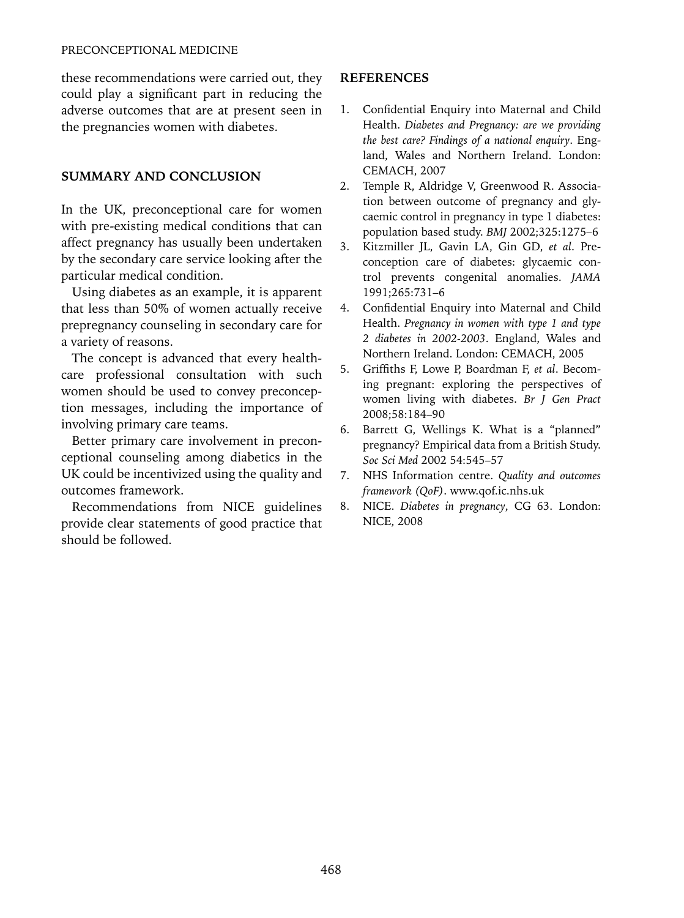these recommendations were carried out, they could play a significant part in reducing the adverse outcomes that are at present seen in the pregnancies women with diabetes.

## SUMMARY AND CONCLUSION

In the UK, preconceptional care for women with pre-existing medical conditions that can affect pregnancy has usually been undertaken by the secondary care service looking after the particular medical condition.

Using diabetes as an example, it is apparent that less than 50% of women actually receive prepregnancy counseling in secondary care for a variety of reasons.

The concept is advanced that every healthcare professional consultation with such women should be used to convey preconception messages, including the importance of involving primary care teams.

Better primary care involvement in preconceptional counseling among diabetics in the UK could be incentivized using the quality and outcomes framework.

Recommendations from NICE guidelines provide clear statements of good practice that should be followed.

## REFERENCES

1. Confidential Enquiry into Maternal and Child Health. *Diabetes and Pregnancy: are we providing the best care? Findings of a national enquiry*. England, Wales and Northern Ireland. London: CEMACH, 2007
2. Temple R, Aldridge V, Greenwood R. Association between outcome of pregnancy and glycaemic control in pregnancy in type 1 diabetes: population based study. *BMJ* 2002;325:1275–6
3. Kitzmiller JL, Gavin LA, Gin GD, *et al*. Preconception care of diabetes: glycaemic control prevents congenital anomalies. *JAMA* 1991;265:731–6
4. Confidential Enquiry into Maternal and Child Health. *Pregnancy in women with type 1 and type 2 diabetes in 2002-2003*. England, Wales and Northern Ireland. London: CEMACH, 2005
5. Griffiths F, Lowe P, Boardman F, *et al*. Becoming pregnant: exploring the perspectives of women living with diabetes. *Br J Gen Pract* 2008;58:184–90
6. Barrett G, Wellings K. What is a "planned" pregnancy? Empirical data from a British Study. *Soc Sci Med* 2002 54:545–57
7. NHS Information centre. *Quality and outcomes framework (QoF)*. www.qof.ic.nhs.uk
8. NICE. *Diabetes in pregnancy*, CG 63. London: NICE, 2008